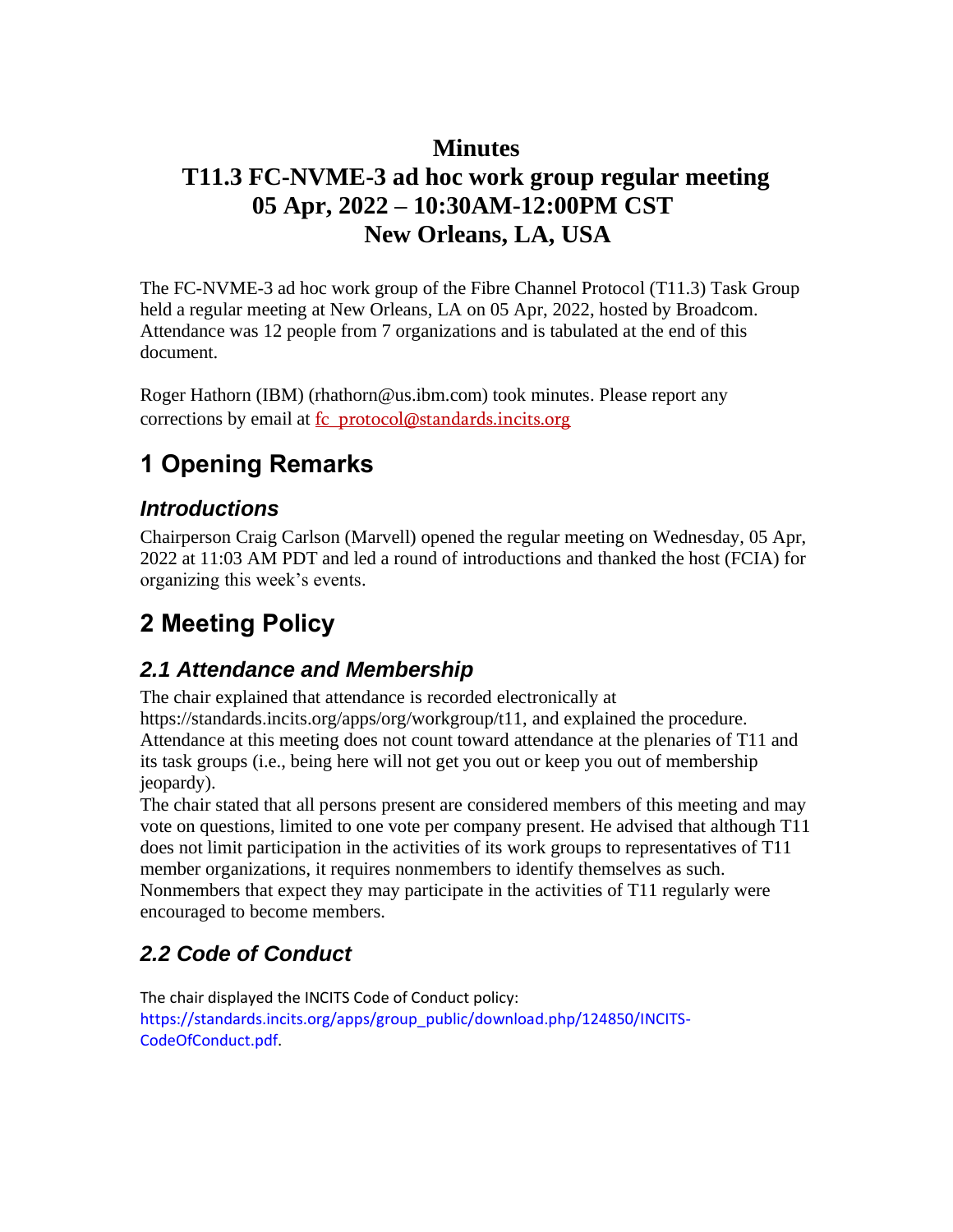# Minutes

# T11.3 FC-NVME-3 ad hoc work group regular meeting

# 05 Apr, 2022 – 10:30AM-12:00PM CST

# New Orleans, LA, USA

The FC-NVME-3 ad hoc work group of the Fibre Channel Protocol (T11.3) Task Group held a regular meeting at New Orleans, LA on 05 Apr, 2022, hosted by Broadcom. Attendance was 12 people from 7 organizations and is tabulated at the end of this document.

Roger Hathorn (IBM) (rhathorn@us.ibm.com) took minutes. Please report any corrections by email at fc_protocol@standards.incits.org

## 1 Opening Remarks

### *Introductions*

Chairperson Craig Carlson (Marvell) opened the regular meeting on Wednesday, 05 Apr, 2022 at 11:03 AM PDT and led a round of introductions and thanked the host (FCIA) for organizing this week's events.

## 2 Meeting Policy

### *2.1 Attendance and Membership*

The chair explained that attendance is recorded electronically at https://standards.incits.org/apps/org/workgroup/t11, and explained the procedure. Attendance at this meeting does not count toward attendance at the plenaries of T11 and its task groups (i.e., being here will not get you out or keep you out of membership jeopardy).

The chair stated that all persons present are considered members of this meeting and may vote on questions, limited to one vote per company present. He advised that although T11 does not limit participation in the activities of its work groups to representatives of T11 member organizations, it requires nonmembers to identify themselves as such. Nonmembers that expect they may participate in the activities of T11 regularly were encouraged to become members.

### *2.2 Code of Conduct*

The chair displayed the INCITS Code of Conduct policy: https://standards.incits.org/apps/group_public/download.php/124850/INCITS-CodeOfConduct.pdf.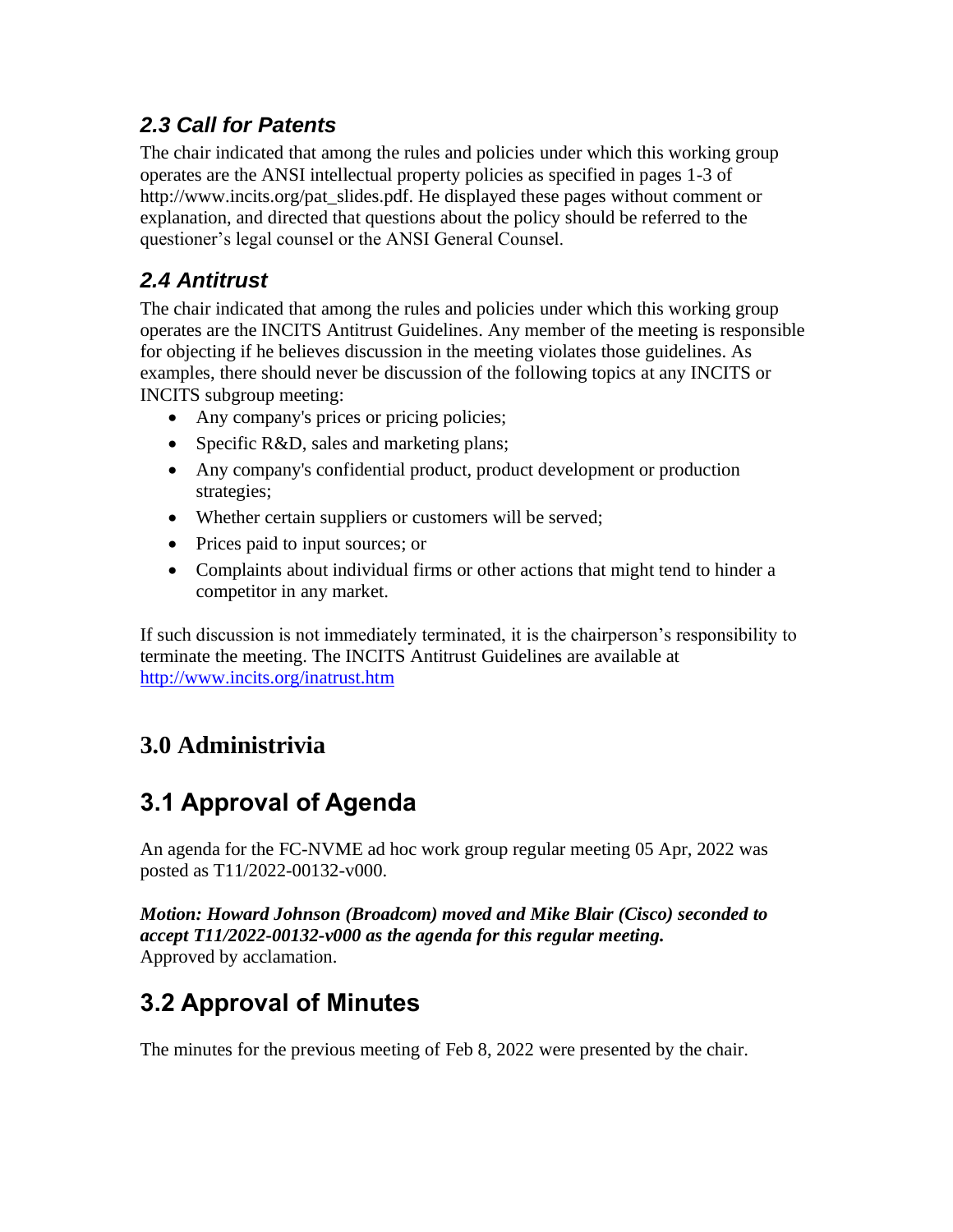### *2.3 Call for Patents*

The chair indicated that among the rules and policies under which this working group operates are the ANSI intellectual property policies as specified in pages 1-3 of http://www.incits.org/pat_slides.pdf. He displayed these pages without comment or explanation, and directed that questions about the policy should be referred to the questioner's legal counsel or the ANSI General Counsel.

### *2.4 Antitrust*

The chair indicated that among the rules and policies under which this working group operates are the INCITS Antitrust Guidelines. Any member of the meeting is responsible for objecting if he believes discussion in the meeting violates those guidelines. As examples, there should never be discussion of the following topics at any INCITS or INCITS subgroup meeting:

- Any company's prices or pricing policies;
- Specific R&D, sales and marketing plans;
- Any company's confidential product, product development or production strategies;
- Whether certain suppliers or customers will be served;
- Prices paid to input sources; or
- Complaints about individual firms or other actions that might tend to hinder a competitor in any market.

If such discussion is not immediately terminated, it is the chairperson's responsibility to terminate the meeting. The INCITS Antitrust Guidelines are available at http://www.incits.org/inatrust.htm

## 3.0 Administrivia

## 3.1 Approval of Agenda

An agenda for the FC-NVME ad hoc work group regular meeting 05 Apr, 2022 was posted as T11/2022-00132-v000.

***Motion: Howard Johnson (Broadcom) moved and Mike Blair (Cisco) seconded to accept T11/2022-00132-v000 as the agenda for this regular meeting.***
Approved by acclamation.

## 3.2 Approval of Minutes

The minutes for the previous meeting of Feb 8, 2022 were presented by the chair.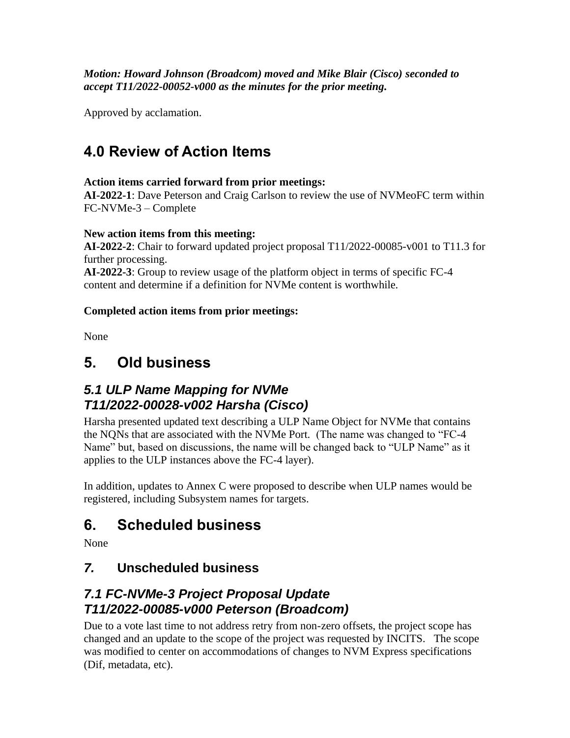***Motion: Howard Johnson (Broadcom) moved and Mike Blair (Cisco) seconded to accept T11/2022-00052-v000 as the minutes for the prior meeting.***

Approved by acclamation.

# 4.0 Review of Action Items

**Action items carried forward from prior meetings:**
**AI-2022-1**: Dave Peterson and Craig Carlson to review the use of NVMeoFC term within FC-NVMe-3 – Complete

**New action items from this meeting:**
**AI-2022-2**: Chair to forward updated project proposal T11/2022-00085-v001 to T11.3 for further processing.
**AI-2022-3**: Group to review usage of the platform object in terms of specific FC-4 content and determine if a definition for NVMe content is worthwhile.

**Completed action items from prior meetings:**

None

# 5. Old business

## *5.1 ULP Name Mapping for NVMe T11/2022-00028-v002 Harsha (Cisco)*

Harsha presented updated text describing a ULP Name Object for NVMe that contains the NQNs that are associated with the NVMe Port. (The name was changed to "FC-4 Name" but, based on discussions, the name will be changed back to "ULP Name" as it applies to the ULP instances above the FC-4 layer).

In addition, updates to Annex C were proposed to describe when ULP names would be registered, including Subsystem names for targets.

# 6. Scheduled business

None

## *7.* Unscheduled business

## *7.1 FC-NVMe-3 Project Proposal Update T11/2022-00085-v000 Peterson (Broadcom)*

Due to a vote last time to not address retry from non-zero offsets, the project scope has changed and an update to the scope of the project was requested by INCITS. The scope was modified to center on accommodations of changes to NVM Express specifications (Dif, metadata, etc).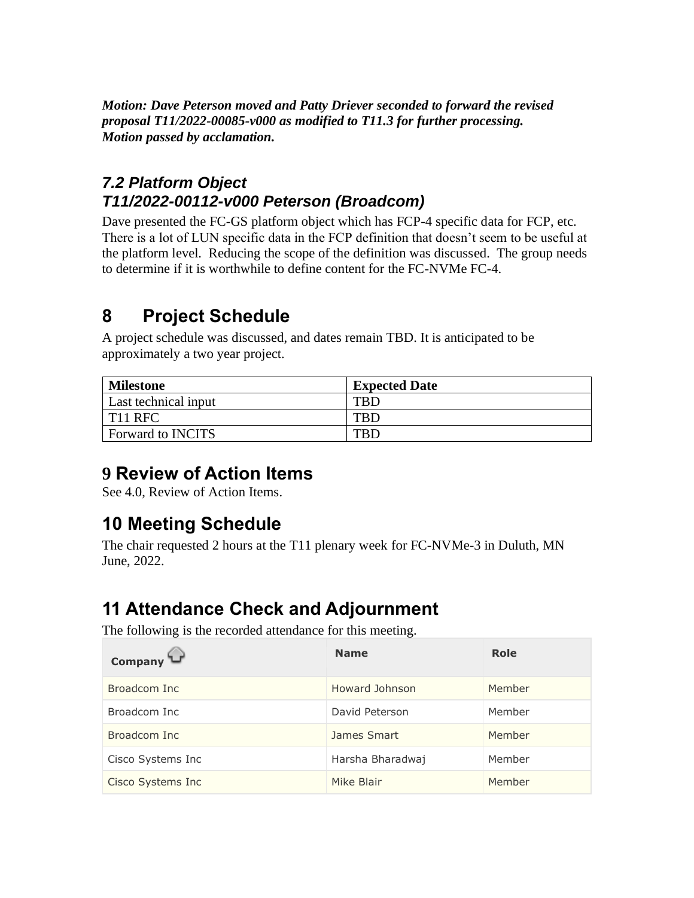***Motion: Dave Peterson moved and Patty Driever seconded to forward the revised proposal T11/2022-00085-v000 as modified to T11.3 for further processing. Motion passed by acclamation.***

### *7.2 Platform Object*
### *T11/2022-00112-v000 Peterson (Broadcom)*

Dave presented the FC-GS platform object which has FCP-4 specific data for FCP, etc. There is a lot of LUN specific data in the FCP definition that doesn't seem to be useful at the platform level. Reducing the scope of the definition was discussed. The group needs to determine if it is worthwhile to define content for the FC-NVMe FC-4.

# 8 Project Schedule

A project schedule was discussed, and dates remain TBD. It is anticipated to be approximately a two year project.

| **Milestone** | **Expected Date** |
|---|---|
| Last technical input | TBD |
| T11 RFC | TBD |
| Forward to INCITS | TBD |

## 9 Review of Action Items

See 4.0, Review of Action Items.

## 10 Meeting Schedule

The chair requested 2 hours at the T11 plenary week for FC-NVMe-3 in Duluth, MN June, 2022.

## 11 Attendance Check and Adjournment

The following is the recorded attendance for this meeting.

| Company | Name | Role |
|---|---|---|
| Broadcom Inc | Howard Johnson | Member |
| Broadcom Inc | David Peterson | Member |
| Broadcom Inc | James Smart | Member |
| Cisco Systems Inc | Harsha Bharadwaj | Member |
| Cisco Systems Inc | Mike Blair | Member |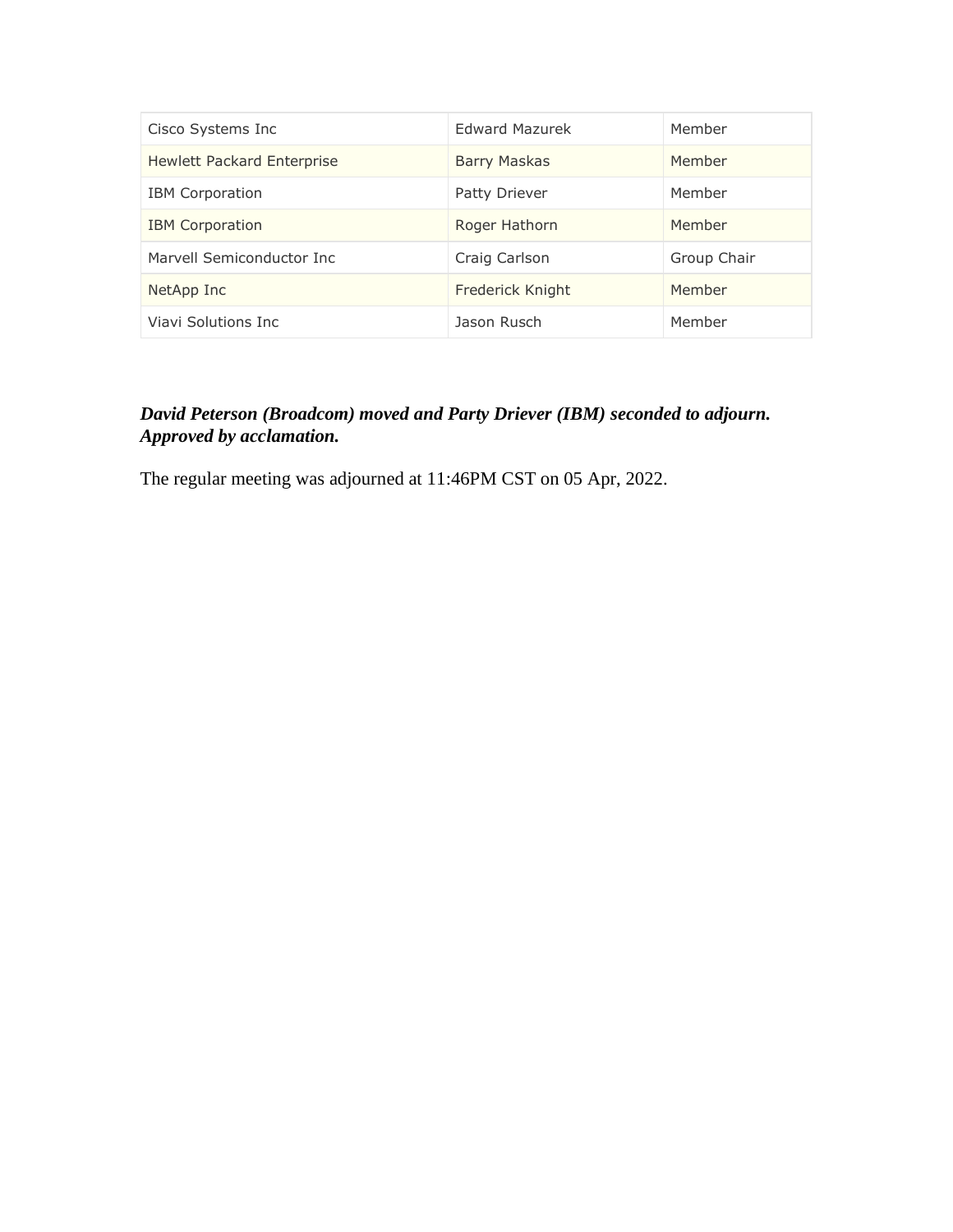| | | |
|---|---|---|
| Cisco Systems Inc | Edward Mazurek | Member |
| Hewlett Packard Enterprise | Barry Maskas | Member |
| IBM Corporation | Patty Driever | Member |
| IBM Corporation | Roger Hathorn | Member |
| Marvell Semiconductor Inc | Craig Carlson | Group Chair |
| NetApp Inc | Frederick Knight | Member |
| Viavi Solutions Inc | Jason Rusch | Member |

***David Peterson (Broadcom) moved and Party Driever (IBM) seconded to adjourn. Approved by acclamation.***

The regular meeting was adjourned at 11:46PM CST on 05 Apr, 2022.